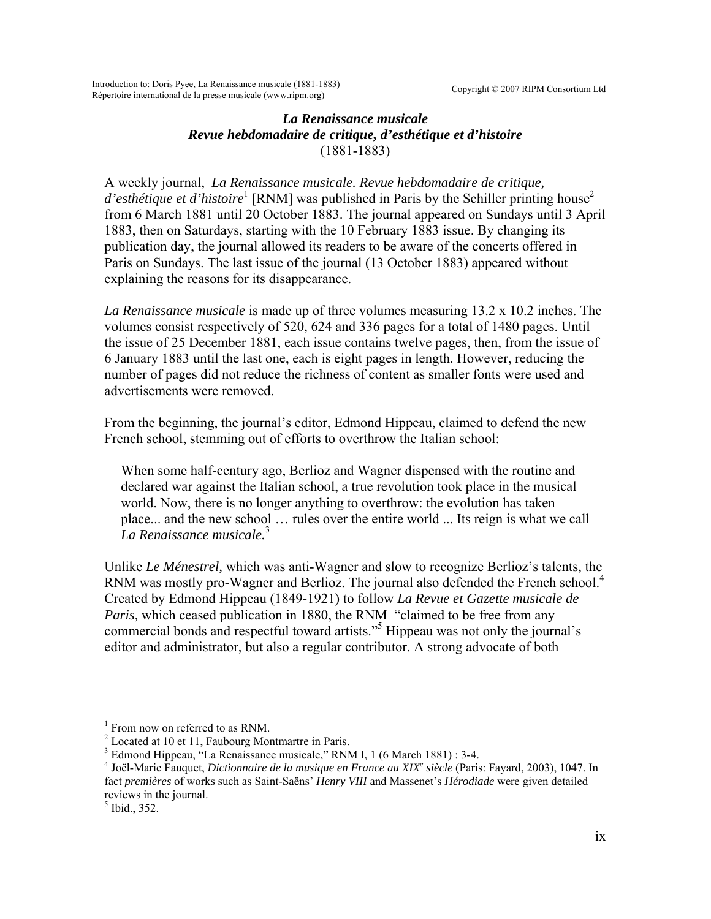### *La Renaissance musicale*
### *Revue hebdomadaire de critique, d'esthétique et d'histoire*
### (1881-1883)

A weekly journal, *La Renaissance musicale. Revue hebdomadaire de critique, d'esthétique et d'histoire*[1] [RNM] was published in Paris by the Schiller printing house[2] from 6 March 1881 until 20 October 1883. The journal appeared on Sundays until 3 April 1883, then on Saturdays, starting with the 10 February 1883 issue. By changing its publication day, the journal allowed its readers to be aware of the concerts offered in Paris on Sundays. The last issue of the journal (13 October 1883) appeared without explaining the reasons for its disappearance.

*La Renaissance musicale* is made up of three volumes measuring 13.2 x 10.2 inches. The volumes consist respectively of 520, 624 and 336 pages for a total of 1480 pages. Until the issue of 25 December 1881, each issue contains twelve pages, then, from the issue of 6 January 1883 until the last one, each is eight pages in length. However, reducing the number of pages did not reduce the richness of content as smaller fonts were used and advertisements were removed.

From the beginning, the journal's editor, Edmond Hippeau, claimed to defend the new French school, stemming out of efforts to overthrow the Italian school:

> When some half-century ago, Berlioz and Wagner dispensed with the routine and declared war against the Italian school, a true revolution took place in the musical world. Now, there is no longer anything to overthrow: the evolution has taken place... and the new school … rules over the entire world ... Its reign is what we call *La Renaissance musicale.*[3]

Unlike *Le Ménestrel,* which was anti-Wagner and slow to recognize Berlioz's talents, the RNM was mostly pro-Wagner and Berlioz. The journal also defended the French school.[4] Created by Edmond Hippeau (1849-1921) to follow *La Revue et Gazette musicale de Paris,* which ceased publication in 1880, the RNM "claimed to be free from any commercial bonds and respectful toward artists."[5] Hippeau was not only the journal's editor and administrator, but also a regular contributor. A strong advocate of both

---

[1] From now on referred to as RNM.

[2] Located at 10 et 11, Faubourg Montmartre in Paris.

[3] Edmond Hippeau, "La Renaissance musicale," RNM I, 1 (6 March 1881) : 3-4.

[4] Joël-Marie Fauquet, *Dictionnaire de la musique en France au XIX^e^ siècle* (Paris: Fayard, 2003), 1047. In fact *premières* of works such as Saint-Saëns' *Henry VIII* and Massenet's *Hérodiade* were given detailed reviews in the journal.

[5] Ibid., 352.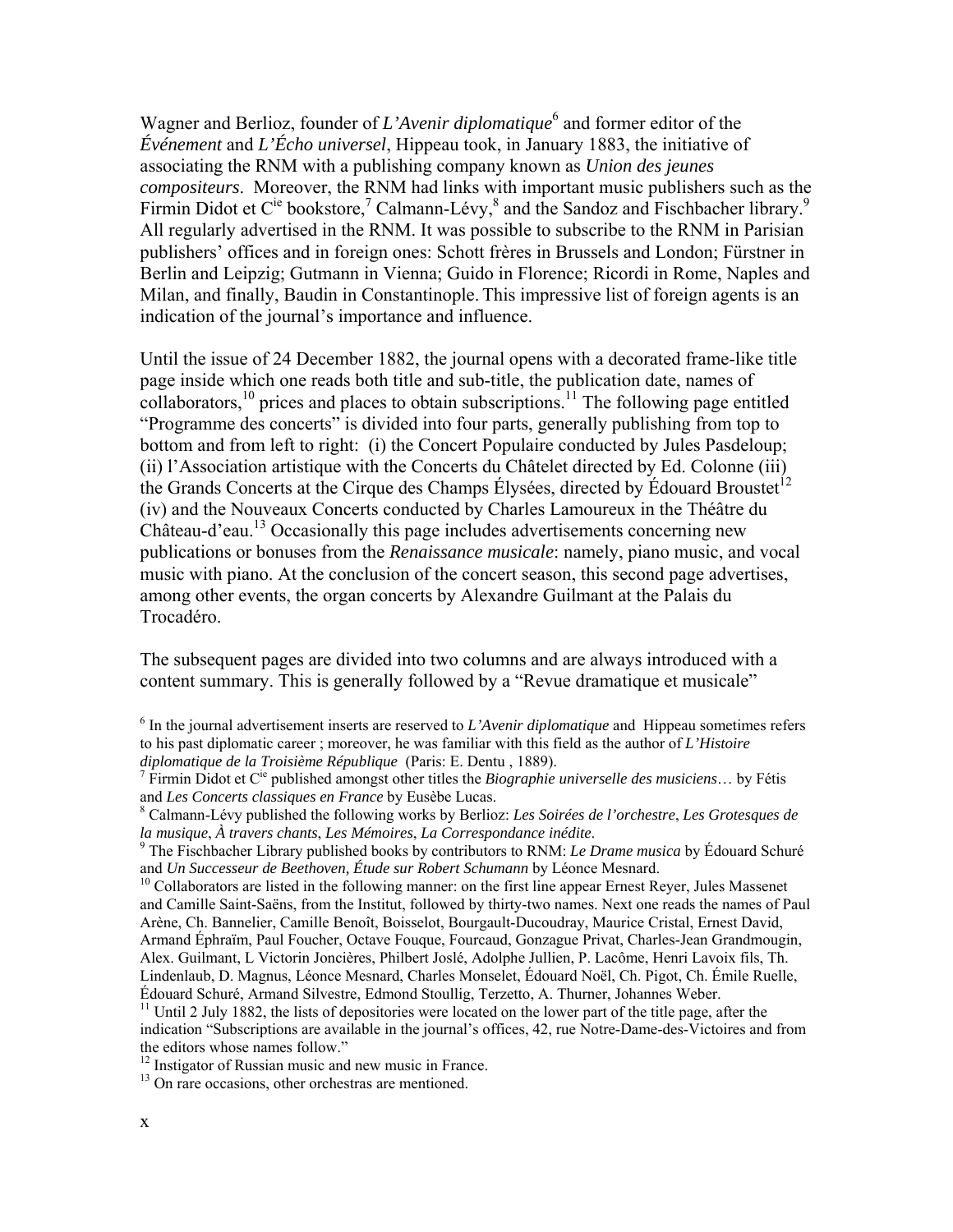Wagner and Berlioz, founder of *L'Avenir diplomatique*[6] and former editor of the *Événement* and *L'Écho universel*, Hippeau took, in January 1883, the initiative of associating the RNM with a publishing company known as *Union des jeunes compositeurs*. Moreover, the RNM had links with important music publishers such as the Firmin Didot et C^ie^ bookstore,[7] Calmann-Lévy,[8] and the Sandoz and Fischbacher library.[9] All regularly advertised in the RNM. It was possible to subscribe to the RNM in Parisian publishers' offices and in foreign ones: Schott frères in Brussels and London; Fürstner in Berlin and Leipzig; Gutmann in Vienna; Guido in Florence; Ricordi in Rome, Naples and Milan, and finally, Baudin in Constantinople. This impressive list of foreign agents is an indication of the journal's importance and influence.

Until the issue of 24 December 1882, the journal opens with a decorated frame-like title page inside which one reads both title and sub-title, the publication date, names of collaborators,[10] prices and places to obtain subscriptions.[11] The following page entitled "Programme des concerts" is divided into four parts, generally publishing from top to bottom and from left to right: (i) the Concert Populaire conducted by Jules Pasdeloup; (ii) l'Association artistique with the Concerts du Châtelet directed by Ed. Colonne (iii) the Grands Concerts at the Cirque des Champs Élysées, directed by Édouard Broustet[12] (iv) and the Nouveaux Concerts conducted by Charles Lamoureux in the Théâtre du Château-d'eau.[13] Occasionally this page includes advertisements concerning new publications or bonuses from the *Renaissance musicale*: namely, piano music, and vocal music with piano. At the conclusion of the concert season, this second page advertises, among other events, the organ concerts by Alexandre Guilmant at the Palais du Trocadéro.

The subsequent pages are divided into two columns and are always introduced with a content summary. This is generally followed by a "Revue dramatique et musicale"

[6] In the journal advertisement inserts are reserved to *L'Avenir diplomatique* and Hippeau sometimes refers to his past diplomatic career ; moreover, he was familiar with this field as the author of *L'Histoire diplomatique de la Troisième République* (Paris: E. Dentu , 1889).

[7] Firmin Didot et C^ie^ published amongst other titles the *Biographie universelle des musiciens*… by Fétis and *Les Concerts classiques en France* by Eusèbe Lucas.

[8] Calmann-Lévy published the following works by Berlioz: *Les Soirées de l'orchestre*, *Les Grotesques de la musique*, *À travers chants*, *Les Mémoires*, *La Correspondance inédite*.

[9] The Fischbacher Library published books by contributors to RNM: *Le Drame musica* by Édouard Schuré and *Un Successeur de Beethoven, Étude sur Robert Schumann* by Léonce Mesnard.

[10] Collaborators are listed in the following manner: on the first line appear Ernest Reyer, Jules Massenet and Camille Saint-Saëns, from the Institut, followed by thirty-two names. Next one reads the names of Paul Arène, Ch. Bannelier, Camille Benoît, Boisselot, Bourgault-Ducoudray, Maurice Cristal, Ernest David, Armand Éphraïm, Paul Foucher, Octave Fouque, Fourcaud, Gonzague Privat, Charles-Jean Grandmougin, Alex. Guilmant, L Victorin Joncières, Philbert Joslé, Adolphe Jullien, P. Lacôme, Henri Lavoix fils, Th. Lindenlaub, D. Magnus, Léonce Mesnard, Charles Monselet, Édouard Noël, Ch. Pigot, Ch. Émile Ruelle, Édouard Schuré, Armand Silvestre, Edmond Stoullig, Terzetto, A. Thurner, Johannes Weber.

[11] Until 2 July 1882, the lists of depositories were located on the lower part of the title page, after the indication "Subscriptions are available in the journal's offices, 42, rue Notre-Dame-des-Victoires and from the editors whose names follow."

[12] Instigator of Russian music and new music in France.

[13] On rare occasions, other orchestras are mentioned.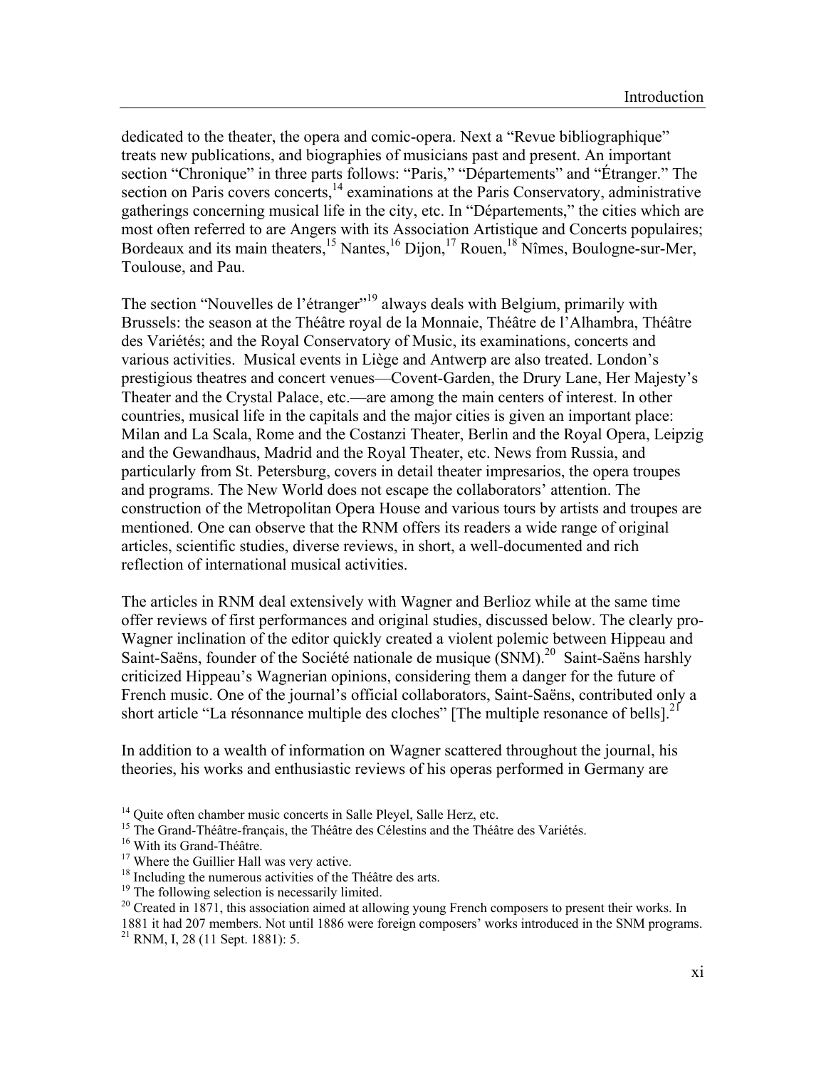dedicated to the theater, the opera and comic-opera. Next a "Revue bibliographique" treats new publications, and biographies of musicians past and present. An important section "Chronique" in three parts follows: "Paris," "Départements" and "Étranger." The section on Paris covers concerts,[14] examinations at the Paris Conservatory, administrative gatherings concerning musical life in the city, etc. In "Départements," the cities which are most often referred to are Angers with its Association Artistique and Concerts populaires; Bordeaux and its main theaters,[15] Nantes,[16] Dijon,[17] Rouen,[18] Nîmes, Boulogne-sur-Mer, Toulouse, and Pau.

The section "Nouvelles de l'étranger"[19] always deals with Belgium, primarily with Brussels: the season at the Théâtre royal de la Monnaie, Théâtre de l'Alhambra, Théâtre des Variétés; and the Royal Conservatory of Music, its examinations, concerts and various activities. Musical events in Liège and Antwerp are also treated. London's prestigious theatres and concert venues—Covent-Garden, the Drury Lane, Her Majesty's Theater and the Crystal Palace, etc.—are among the main centers of interest. In other countries, musical life in the capitals and the major cities is given an important place: Milan and La Scala, Rome and the Costanzi Theater, Berlin and the Royal Opera, Leipzig and the Gewandhaus, Madrid and the Royal Theater, etc. News from Russia, and particularly from St. Petersburg, covers in detail theater impresarios, the opera troupes and programs. The New World does not escape the collaborators' attention. The construction of the Metropolitan Opera House and various tours by artists and troupes are mentioned. One can observe that the RNM offers its readers a wide range of original articles, scientific studies, diverse reviews, in short, a well-documented and rich reflection of international musical activities.

The articles in RNM deal extensively with Wagner and Berlioz while at the same time offer reviews of first performances and original studies, discussed below. The clearly pro-Wagner inclination of the editor quickly created a violent polemic between Hippeau and Saint-Saëns, founder of the Société nationale de musique (SNM).[20] Saint-Saëns harshly criticized Hippeau's Wagnerian opinions, considering them a danger for the future of French music. One of the journal's official collaborators, Saint-Saëns, contributed only a short article "La résonnance multiple des cloches" [The multiple resonance of bells].[21]

In addition to a wealth of information on Wagner scattered throughout the journal, his theories, his works and enthusiastic reviews of his operas performed in Germany are

[14] Quite often chamber music concerts in Salle Pleyel, Salle Herz, etc.

[15] The Grand-Théâtre-français, the Théâtre des Célestins and the Théâtre des Variétés.

[16] With its Grand-Théâtre.

[17] Where the Guillier Hall was very active.

[18] Including the numerous activities of the Théâtre des arts.

[19] The following selection is necessarily limited.

[20] Created in 1871, this association aimed at allowing young French composers to present their works. In 1881 it had 207 members. Not until 1886 were foreign composers' works introduced in the SNM programs.

[21] RNM, I, 28 (11 Sept. 1881): 5.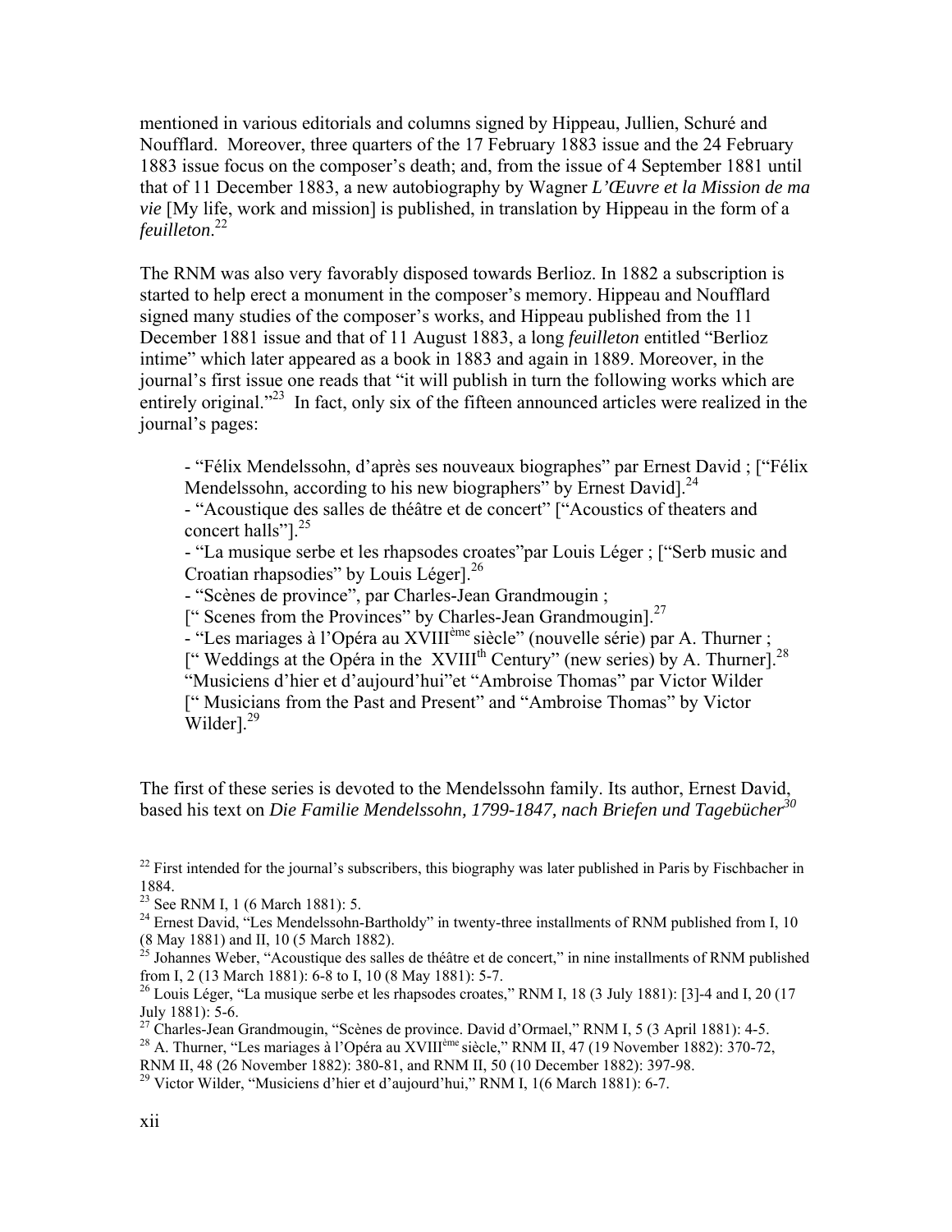mentioned in various editorials and columns signed by Hippeau, Jullien, Schuré and Noufflard. Moreover, three quarters of the 17 February 1883 issue and the 24 February 1883 issue focus on the composer's death; and, from the issue of 4 September 1881 until that of 11 December 1883, a new autobiography by Wagner *L'Œuvre et la Mission de ma vie* [My life, work and mission] is published, in translation by Hippeau in the form of a *feuilleton*.[22]

The RNM was also very favorably disposed towards Berlioz. In 1882 a subscription is started to help erect a monument in the composer's memory. Hippeau and Noufflard signed many studies of the composer's works, and Hippeau published from the 11 December 1881 issue and that of 11 August 1883, a long *feuilleton* entitled "Berlioz intime" which later appeared as a book in 1883 and again in 1889. Moreover, in the journal's first issue one reads that "it will publish in turn the following works which are entirely original."[23] In fact, only six of the fifteen announced articles were realized in the journal's pages:

> - "Félix Mendelssohn, d'après ses nouveaux biographes" par Ernest David ; ["Félix Mendelssohn, according to his new biographers" by Ernest David].[24]
> - "Acoustique des salles de théâtre et de concert" ["Acoustics of theaters and concert halls"].[25]
> - "La musique serbe et les rhapsodes croates"par Louis Léger ; ["Serb music and Croatian rhapsodies" by Louis Léger].[26]
> - "Scènes de province", par Charles-Jean Grandmougin ;
> [" Scenes from the Provinces" by Charles-Jean Grandmougin].[27]
> - "Les mariages à l'Opéra au XVIII^ème^ siècle" (nouvelle série) par A. Thurner ;
> [" Weddings at the Opéra in the XVIII^th^ Century" (new series) by A. Thurner].[28]
> "Musiciens d'hier et d'aujourd'hui"et "Ambroise Thomas" par Victor Wilder
> [" Musicians from the Past and Present" and "Ambroise Thomas" by Victor Wilder].[29]

The first of these series is devoted to the Mendelssohn family. Its author, Ernest David, based his text on *Die Familie Mendelssohn, 1799-1847, nach Briefen und Tagebücher*[30]

---

[22] First intended for the journal's subscribers, this biography was later published in Paris by Fischbacher in 1884.

[23] See RNM I, 1 (6 March 1881): 5.

[24] Ernest David, "Les Mendelssohn-Bartholdy" in twenty-three installments of RNM published from I, 10 (8 May 1881) and II, 10 (5 March 1882).

[25] Johannes Weber, "Acoustique des salles de théâtre et de concert," in nine installments of RNM published from I, 2 (13 March 1881): 6-8 to I, 10 (8 May 1881): 5-7.

[26] Louis Léger, "La musique serbe et les rhapsodes croates," RNM I, 18 (3 July 1881): [3]-4 and I, 20 (17 July 1881): 5-6.

[27] Charles-Jean Grandmougin, "Scènes de province. David d'Ormael," RNM I, 5 (3 April 1881): 4-5.

[28] A. Thurner, "Les mariages à l'Opéra au XVIII^ème^ siècle," RNM II, 47 (19 November 1882): 370-72, RNM II, 48 (26 November 1882): 380-81, and RNM II, 50 (10 December 1882): 397-98.

[29] Victor Wilder, "Musiciens d'hier et d'aujourd'hui," RNM I, 1(6 March 1881): 6-7.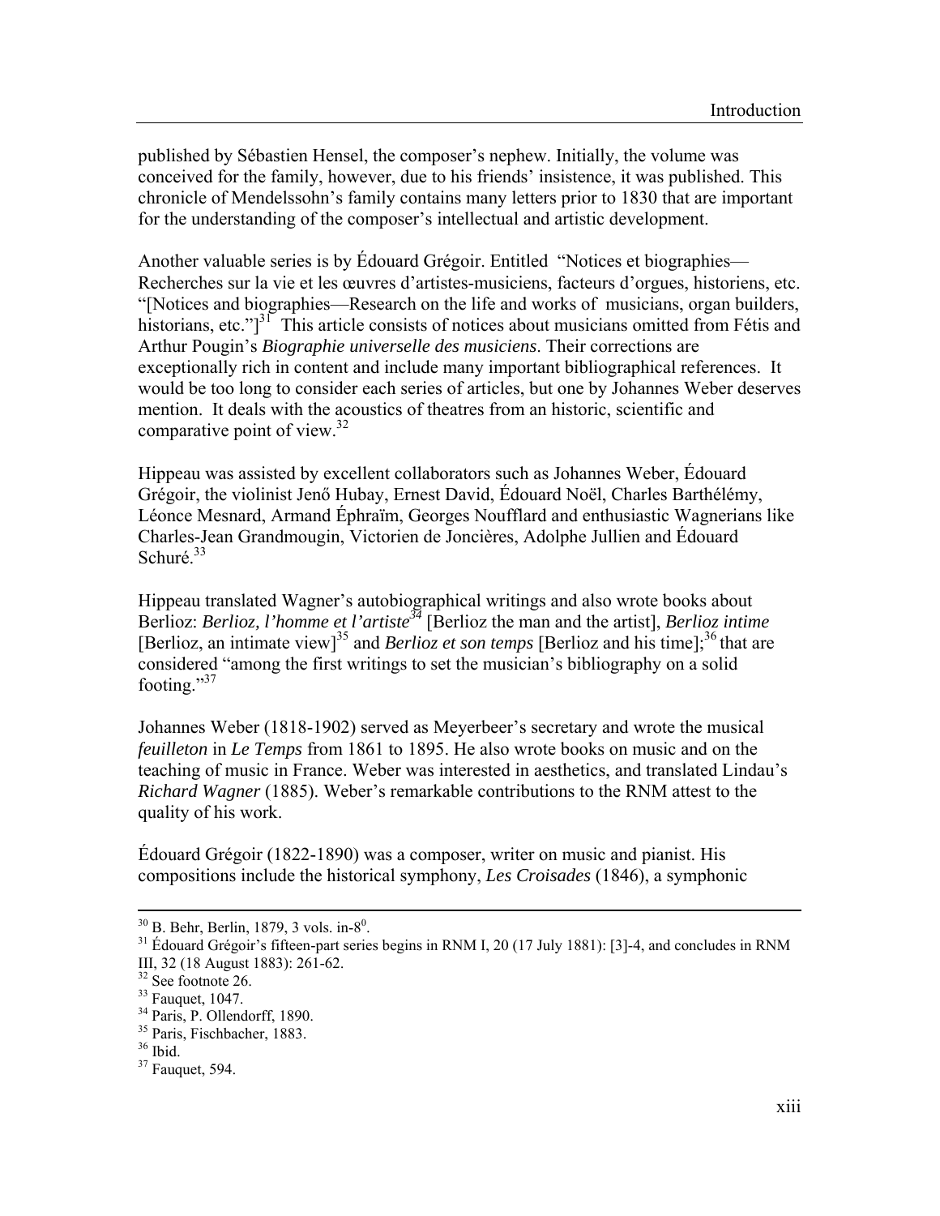published by Sébastien Hensel, the composer's nephew. Initially, the volume was conceived for the family, however, due to his friends' insistence, it was published. This chronicle of Mendelssohn's family contains many letters prior to 1830 that are important for the understanding of the composer's intellectual and artistic development.

Another valuable series is by Édouard Grégoir. Entitled "Notices et biographies—Recherches sur la vie et les œuvres d'artistes-musiciens, facteurs d'orgues, historiens, etc. "[Notices and biographies—Research on the life and works of musicians, organ builders, historians, etc."][31] This article consists of notices about musicians omitted from Fétis and Arthur Pougin's *Biographie universelle des musiciens*. Their corrections are exceptionally rich in content and include many important bibliographical references. It would be too long to consider each series of articles, but one by Johannes Weber deserves mention. It deals with the acoustics of theatres from an historic, scientific and comparative point of view.[32]

Hippeau was assisted by excellent collaborators such as Johannes Weber, Édouard Grégoir, the violinist Jenő Hubay, Ernest David, Édouard Noël, Charles Barthélémy, Léonce Mesnard, Armand Éphraïm, Georges Noufflard and enthusiastic Wagnerians like Charles-Jean Grandmougin, Victorien de Joncières, Adolphe Jullien and Édouard Schuré.[33]

Hippeau translated Wagner's autobiographical writings and also wrote books about Berlioz: *Berlioz, l'homme et l'artiste*[34] [Berlioz the man and the artist], *Berlioz intime* [Berlioz, an intimate view][35] and *Berlioz et son temps* [Berlioz and his time];[36] that are considered "among the first writings to set the musician's bibliography on a solid footing."[37]

Johannes Weber (1818-1902) served as Meyerbeer's secretary and wrote the musical *feuilleton* in *Le Temps* from 1861 to 1895. He also wrote books on music and on the teaching of music in France. Weber was interested in aesthetics, and translated Lindau's *Richard Wagner* (1885). Weber's remarkable contributions to the RNM attest to the quality of his work.

Édouard Grégoir (1822-1890) was a composer, writer on music and pianist. His compositions include the historical symphony, *Les Croisades* (1846), a symphonic

---

[30] B. Behr, Berlin, 1879, 3 vols. in-$8^0$.

[31] Édouard Grégoir's fifteen-part series begins in RNM I, 20 (17 July 1881): [3]-4, and concludes in RNM III, 32 (18 August 1883): 261-62.

[32] See footnote 26.

[33] Fauquet, 1047.

[34] Paris, P. Ollendorff, 1890.

[35] Paris, Fischbacher, 1883.

[36] Ibid.

[37] Fauquet, 594.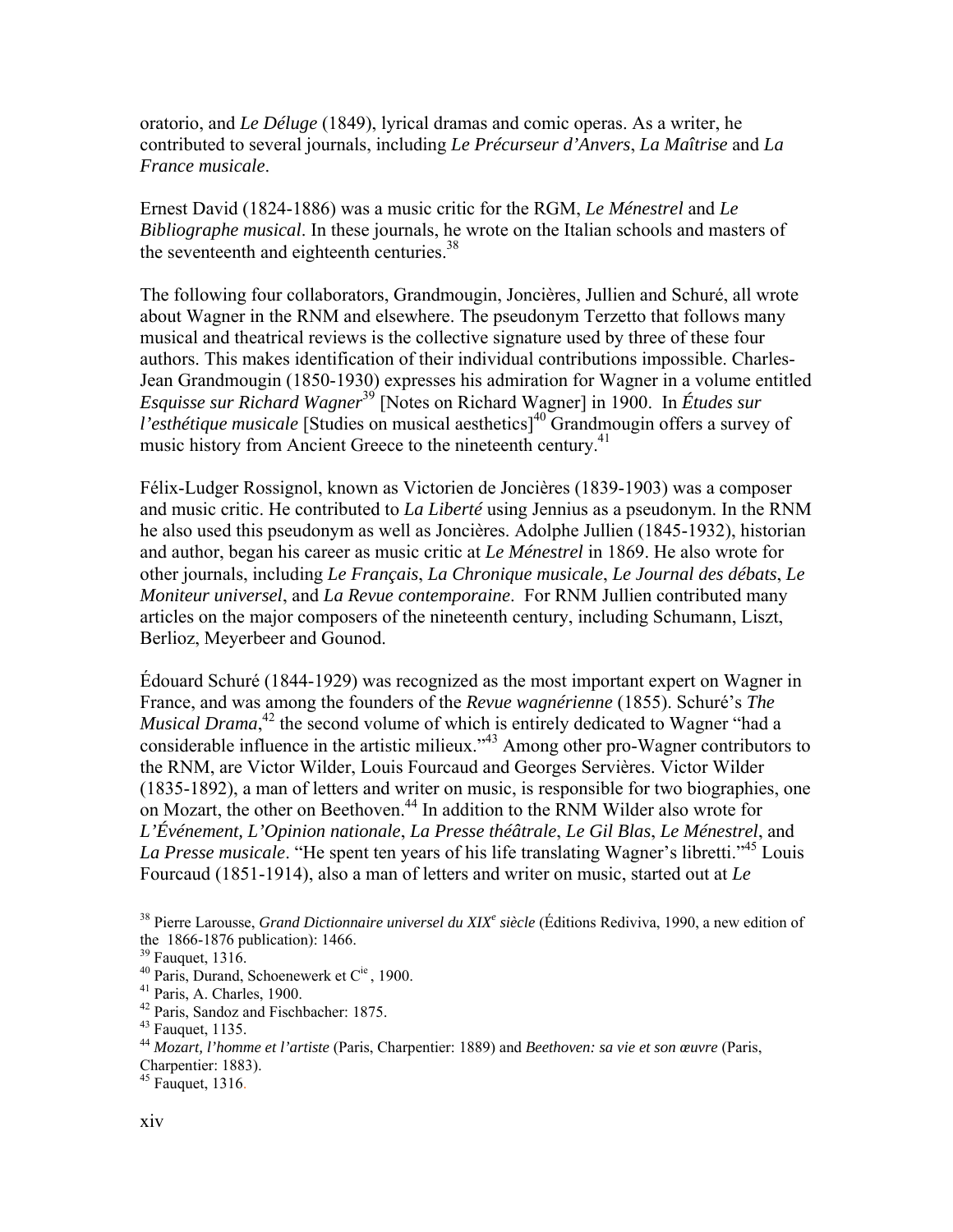oratorio, and *Le Déluge* (1849), lyrical dramas and comic operas. As a writer, he contributed to several journals, including *Le Précurseur d'Anvers*, *La Maîtrise* and *La France musicale*.

Ernest David (1824-1886) was a music critic for the RGM, *Le Ménestrel* and *Le Bibliographe musical*. In these journals, he wrote on the Italian schools and masters of the seventeenth and eighteenth centuries.[38]

The following four collaborators, Grandmougin, Joncières, Jullien and Schuré, all wrote about Wagner in the RNM and elsewhere. The pseudonym Terzetto that follows many musical and theatrical reviews is the collective signature used by three of these four authors. This makes identification of their individual contributions impossible. Charles-Jean Grandmougin (1850-1930) expresses his admiration for Wagner in a volume entitled *Esquisse sur Richard Wagner*[39] [Notes on Richard Wagner] in 1900. In *Études sur l'esthétique musicale* [Studies on musical aesthetics][40] Grandmougin offers a survey of music history from Ancient Greece to the nineteenth century.[41]

Félix-Ludger Rossignol, known as Victorien de Joncières (1839-1903) was a composer and music critic. He contributed to *La Liberté* using Jennius as a pseudonym. In the RNM he also used this pseudonym as well as Joncières. Adolphe Jullien (1845-1932), historian and author, began his career as music critic at *Le Ménestrel* in 1869. He also wrote for other journals, including *Le Français*, *La Chronique musicale*, *Le Journal des débats*, *Le Moniteur universel*, and *La Revue contemporaine*. For RNM Jullien contributed many articles on the major composers of the nineteenth century, including Schumann, Liszt, Berlioz, Meyerbeer and Gounod.

Édouard Schuré (1844-1929) was recognized as the most important expert on Wagner in France, and was among the founders of the *Revue wagnérienne* (1855). Schuré's *The Musical Drama*,[42] the second volume of which is entirely dedicated to Wagner "had a considerable influence in the artistic milieux."[43] Among other pro-Wagner contributors to the RNM, are Victor Wilder, Louis Fourcaud and Georges Servières. Victor Wilder (1835-1892), a man of letters and writer on music, is responsible for two biographies, one on Mozart, the other on Beethoven.[44] In addition to the RNM Wilder also wrote for *L'Événement, L'Opinion nationale*, *La Presse théâtrale*, *Le Gil Blas*, *Le Ménestrel*, and *La Presse musicale*. "He spent ten years of his life translating Wagner's libretti."[45] Louis Fourcaud (1851-1914), also a man of letters and writer on music, started out at *Le*

[38] Pierre Larousse, *Grand Dictionnaire universel du XIX$^{e}$ siècle* (Éditions Rediviva, 1990, a new edition of the 1866-1876 publication): 1466.

[39] Fauquet, 1316.

[40] Paris, Durand, Schoenewerk et C$^{ie}$ , 1900.

[41] Paris, A. Charles, 1900.

[42] Paris, Sandoz and Fischbacher: 1875.

[43] Fauquet, 1135.

[44] *Mozart, l'homme et l'artiste* (Paris, Charpentier: 1889) and *Beethoven: sa vie et son œuvre* (Paris, Charpentier: 1883).

[45] Fauquet, 1316.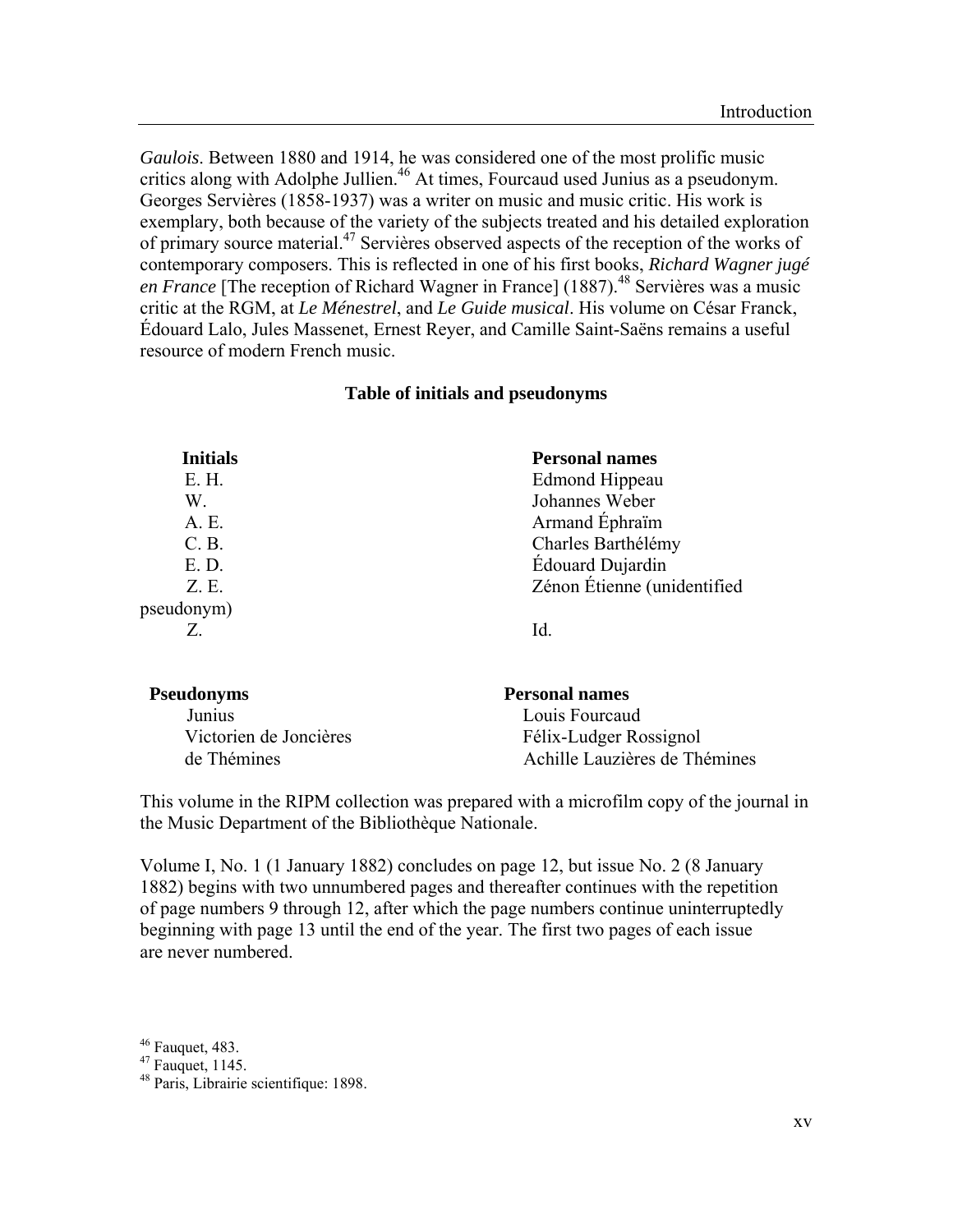*Gaulois*. Between 1880 and 1914, he was considered one of the most prolific music critics along with Adolphe Jullien.[46] At times, Fourcaud used Junius as a pseudonym. Georges Servières (1858-1937) was a writer on music and music critic. His work is exemplary, both because of the variety of the subjects treated and his detailed exploration of primary source material.[47] Servières observed aspects of the reception of the works of contemporary composers. This is reflected in one of his first books, ***Richard Wagner jugé en France*** [The reception of Richard Wagner in France] (1887).[48] Servières was a music critic at the RGM, at ***Le Ménestrel***, and ***Le Guide musical***. His volume on César Franck, Édouard Lalo, Jules Massenet, Ernest Reyer, and Camille Saint-Saëns remains a useful resource of modern French music.

**Table of initials and pseudonyms**

| Initials | Personal names |
|---|---|
| E. H. | Edmond Hippeau |
| W. | Johannes Weber |
| A. E. | Armand Éphraïm |
| C. B. | Charles Barthélémy |
| E. D. | Édouard Dujardin |
| Z. E. | Zénon Étienne (unidentified pseudonym) |
| Z. | Id. |

| Pseudonyms | Personal names |
|---|---|
| Junius | Louis Fourcaud |
| Victorien de Joncières | Félix-Ludger Rossignol |
| de Thémines | Achille Lauzières de Thémines |

This volume in the RIPM collection was prepared with a microfilm copy of the journal in the Music Department of the Bibliothèque Nationale.

Volume I, No. 1 (1 January 1882) concludes on page 12, but issue No. 2 (8 January 1882) begins with two unnumbered pages and thereafter continues with the repetition of page numbers 9 through 12, after which the page numbers continue uninterruptedly beginning with page 13 until the end of the year. The first two pages of each issue are never numbered.

[46] Fauquet, 483.
[47] Fauquet, 1145.
[48] Paris, Librairie scientifique: 1898.